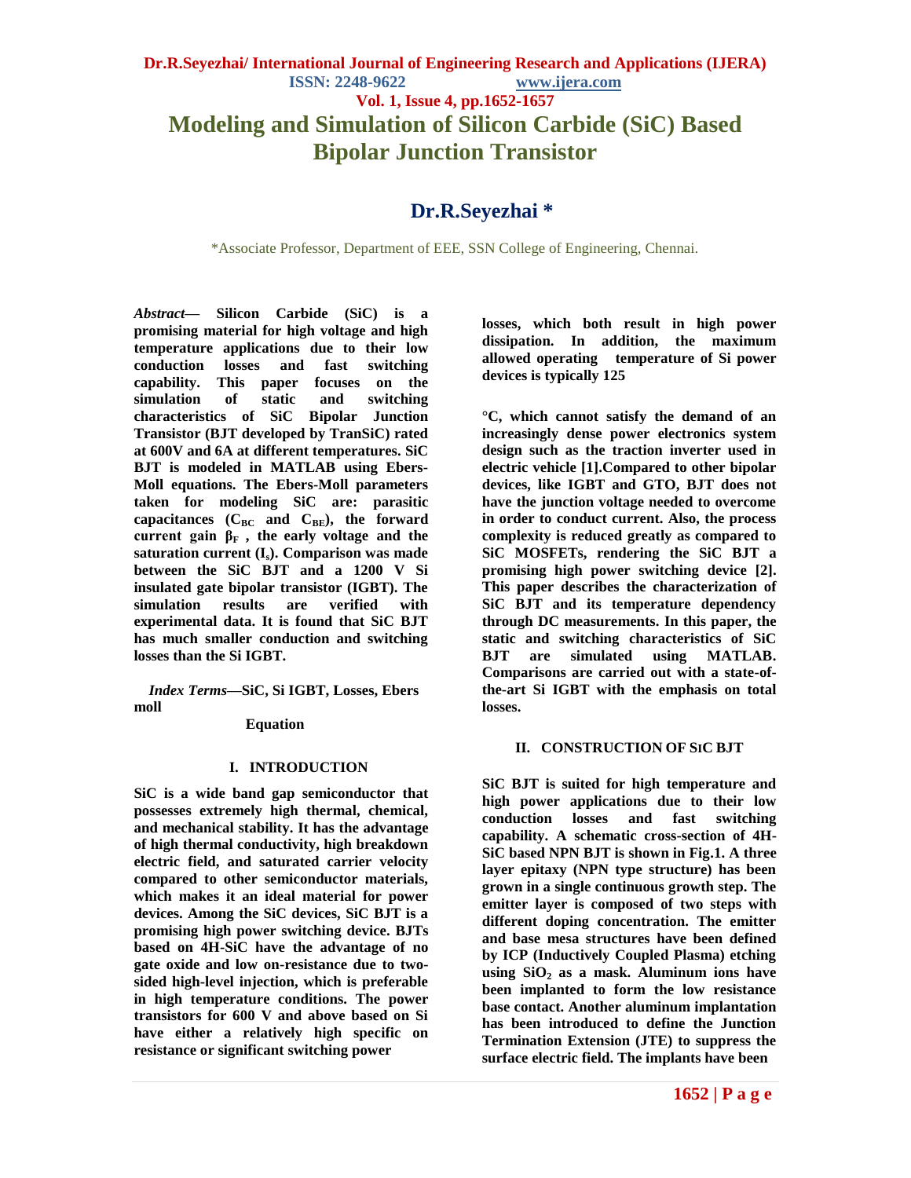# Modeling and Simulation of Silicon Carbide (SiC) Based Bipolar Junction Transistor

## Dr.R.Seyezhai *

*Associate Professor, Department of EEE, SSN College of Engineering, Chennai.

***Abstract*— Silicon Carbide (SiC) is a promising material for high voltage and high temperature applications due to their low conduction losses and fast switching capability. This paper focuses on the simulation of static and switching characteristics of SiC Bipolar Junction Transistor (BJT developed by TranSiC) rated at 600V and 6A at different temperatures. SiC BJT is modeled in MATLAB using Ebers-Moll equations. The Ebers-Moll parameters taken for modeling SiC are: parasitic capacitances ($C_{BC}$ and $C_{BE}$), the forward current gain $\beta_F$ , the early voltage and the saturation current ($I_s$). Comparison was made between the SiC BJT and a 1200 V Si insulated gate bipolar transistor (IGBT). The simulation results are verified with experimental data. It is found that SiC BJT has much smaller conduction and switching losses than the Si IGBT.**

***Index Terms*—SiC, Si IGBT, Losses, Ebers moll Equation**

### I. INTRODUCTION

**SiC is a wide band gap semiconductor that possesses extremely high thermal, chemical, and mechanical stability. It has the advantage of high thermal conductivity, high breakdown electric field, and saturated carrier velocity compared to other semiconductor materials, which makes it an ideal material for power devices. Among the SiC devices, SiC BJT is a promising high power switching device. BJTs based on 4H-SiC have the advantage of no gate oxide and low on-resistance due to two-sided high-level injection, which is preferable in high temperature conditions. The power transistors for 600 V and above based on Si have either a relatively high specific on resistance or significant switching power losses, which both result in high power dissipation. In addition, the maximum allowed operating temperature of Si power devices is typically 125 °C, which cannot satisfy the demand of an increasingly dense power electronics system design such as the traction inverter used in electric vehicle [1].Compared to other bipolar devices, like IGBT and GTO, BJT does not have the junction voltage needed to overcome in order to conduct current. Also, the process complexity is reduced greatly as compared to SiC MOSFETs, rendering the SiC BJT a promising high power switching device [2]. This paper describes the characterization of SiC BJT and its temperature dependency through DC measurements. In this paper, the static and switching characteristics of SiC BJT are simulated using MATLAB. Comparisons are carried out with a state-of-the-art Si IGBT with the emphasis on total losses.**

### II. CONSTRUCTION OF SiC BJT

**SiC BJT is suited for high temperature and high power applications due to their low conduction losses and fast switching capability. A schematic cross-section of 4H-SiC based NPN BJT is shown in Fig.1. A three layer epitaxy (NPN type structure) has been grown in a single continuous growth step. The emitter layer is composed of two steps with different doping concentration. The emitter and base mesa structures have been defined by ICP (Inductively Coupled Plasma) etching using $SiO_2$ as a mask. Aluminum ions have been implanted to form the low resistance base contact. Another aluminum implantation has been introduced to define the Junction Termination Extension (JTE) to suppress the surface electric field. The implants have been**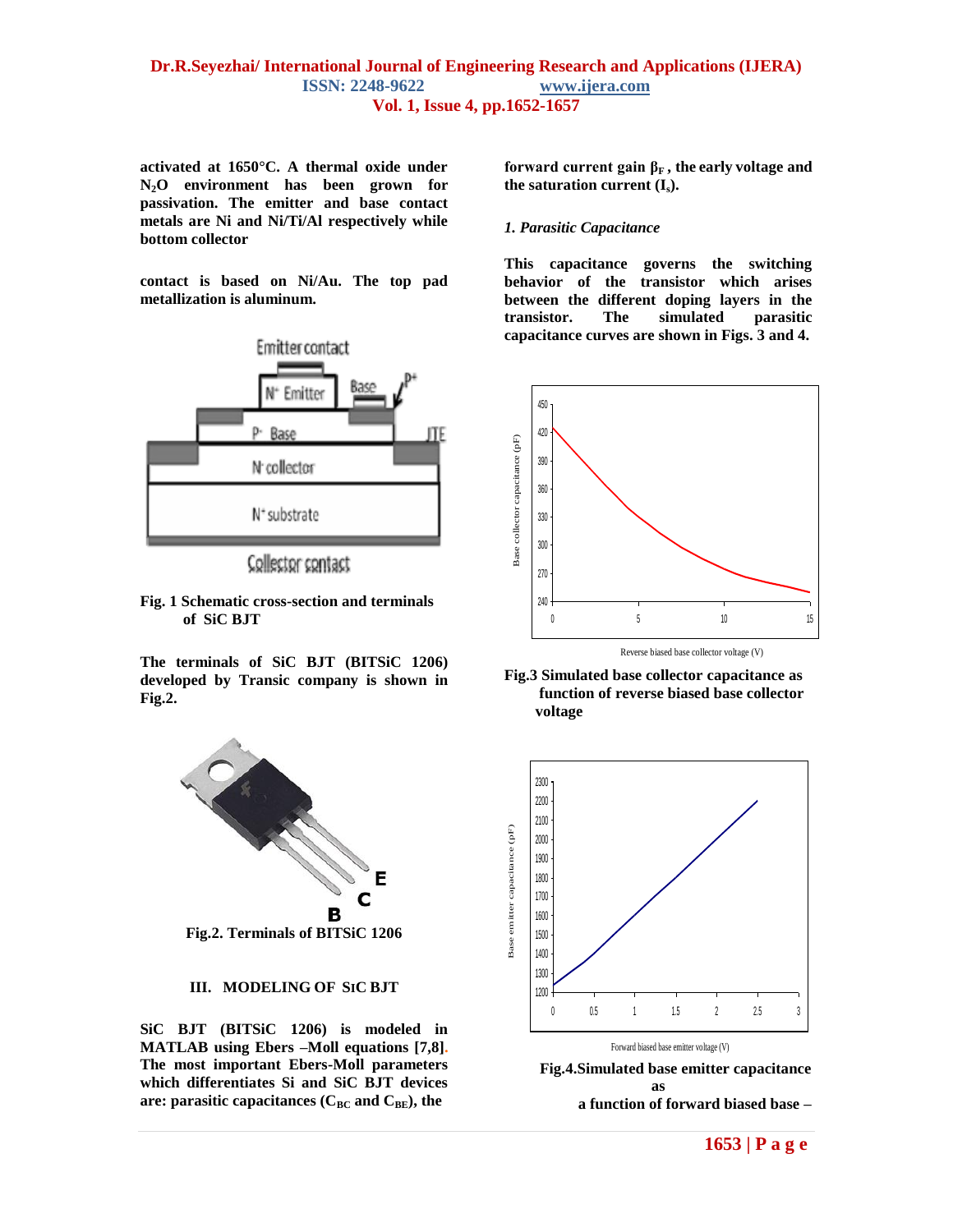**activated at 1650°C. A thermal oxide under $N_2O$ environment has been grown for passivation. The emitter and base contact metals are Ni and Ni/Ti/Al respectively while bottom collector**

**contact is based on Ni/Au. The top pad metallization is aluminum.**

**Fig. 1 Schematic cross-section and terminals of SiC BJT**

**The terminals of SiC BJT (BITSiC 1206) developed by Transic company is shown in Fig.2.**

**Fig.2. Terminals of BITSiC 1206**

## III. MODELING OF SIC BJT

**SiC BJT (BITSiC 1206) is modeled in MATLAB using Ebers –Moll equations [7,8]. The most important Ebers-Moll parameters which differentiates Si and SiC BJT devices are: parasitic capacitances ($C_{BC}$ and $C_{BE}$), the forward current gain $\beta_F$, the early voltage and the saturation current ($I_s$).**

### *1. Parasitic Capacitance*

**This capacitance governs the switching behavior of the transistor which arises between the different doping layers in the transistor. The simulated parasitic capacitance curves are shown in Figs. 3 and 4.**

**Fig.3 Simulated base collector capacitance as function of reverse biased base collector voltage**

**Fig.4.Simulated base emitter capacitance as a function of forward biased base –**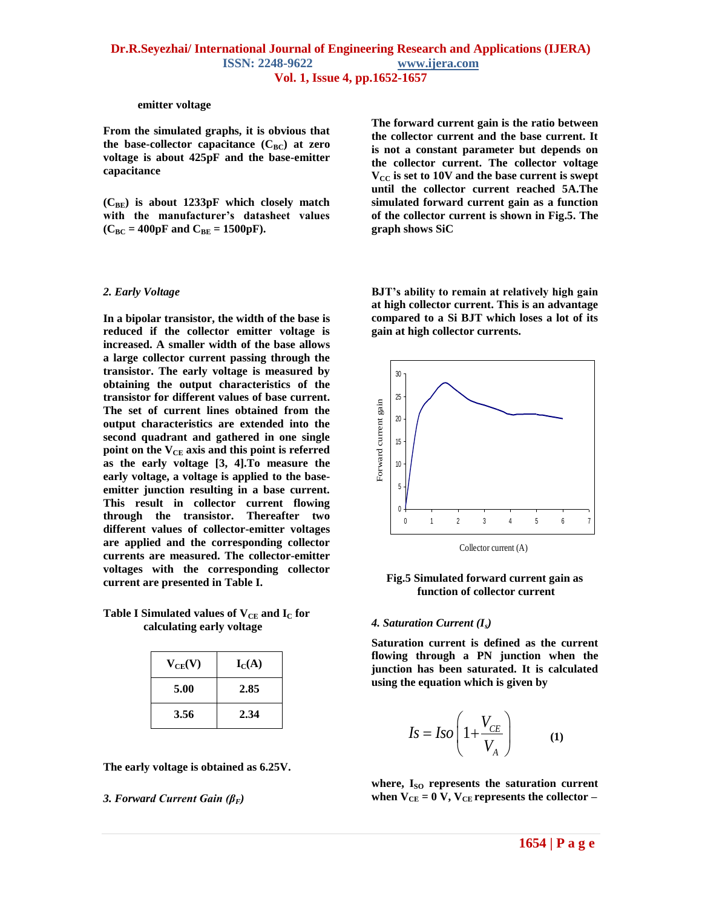emitter voltage

From the simulated graphs, it is obvious that the base-collector capacitance ($C_{BC}$) at zero voltage is about 425pF and the base-emitter capacitance

($C_{BE}$) is about 1233pF which closely match with the manufacturer's datasheet values ($C_{BC}$ = 400pF and $C_{BE}$ = 1500pF).

### *2. Early Voltage*

In a bipolar transistor, the width of the base is reduced if the collector emitter voltage is increased. A smaller width of the base allows a large collector current passing through the transistor. The early voltage is measured by obtaining the output characteristics of the transistor for different values of base current. The set of current lines obtained from the output characteristics are extended into the second quadrant and gathered in one single point on the $V_{CE}$ axis and this point is referred as the early voltage [3, 4].To measure the early voltage, a voltage is applied to the base-emitter junction resulting in a base current. This result in collector current flowing through the transistor. Thereafter two different values of collector-emitter voltages are applied and the corresponding collector currents are measured. The collector-emitter voltages with the corresponding collector current are presented in Table I.

Table I Simulated values of $V_{CE}$ and $I_C$ for calculating early voltage

| $V_{CE}$(V) | $I_C$(A) |
|---|---|
| 5.00 | 2.85 |
| 3.56 | 2.34 |

The early voltage is obtained as 6.25V.

### *3. Forward Current Gain ($\beta_F$)*

The forward current gain is the ratio between the collector current and the base current. It is not a constant parameter but depends on the collector current. The collector voltage $V_{CC}$ is set to 10V and the base current is swept until the collector current reached 5A.The simulated forward current gain as a function of the collector current is shown in Fig.5. The graph shows SiC

BJT's ability to remain at relatively high gain at high collector current. This is an advantage compared to a Si BJT which loses a lot of its gain at high collector currents.

Fig.5 Simulated forward current gain as function of collector current

### *4. Saturation Current ($I_s$)*

Saturation current is defined as the current flowing through a PN junction when the junction has been saturated. It is calculated using the equation which is given by

$$Is = Iso\left(1 + \frac{V_{CE}}{V_A}\right) \qquad (1)$$

where, $I_{SO}$ represents the saturation current when $V_{CE}$ = 0 V, $V_{CE}$ represents the collector –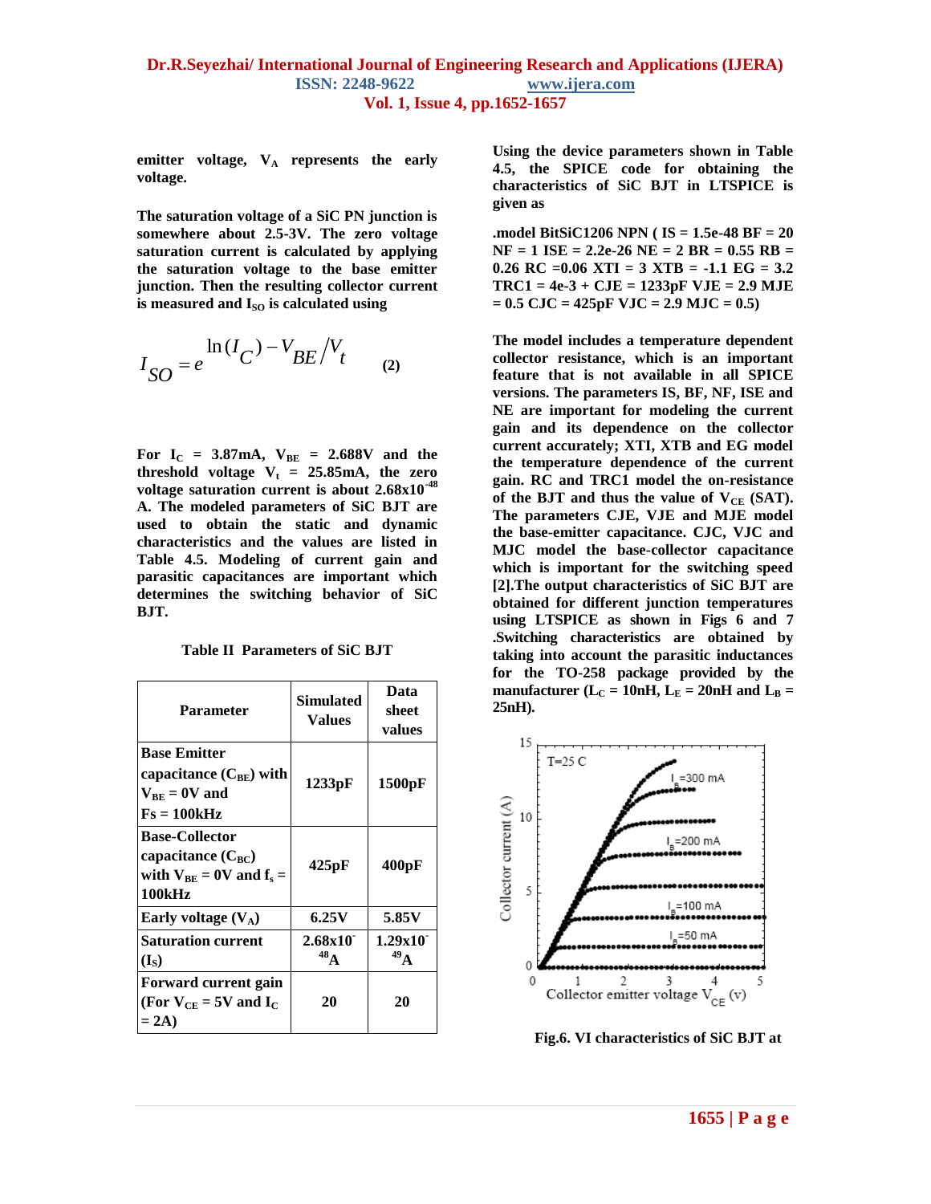emitter voltage, $V_A$ represents the early voltage.

The saturation voltage of a SiC PN junction is somewhere about 2.5-3V. The zero voltage saturation current is calculated by applying the saturation voltage to the base emitter junction. Then the resulting collector current is measured and $I_{SO}$ is calculated using

$$I_{SO} = e^{\ln(I_C) - V_{BE}/V_t} \qquad (2)$$

For $I_C$ = 3.87mA, $V_{BE}$ = 2.688V and the threshold voltage $V_t$ = 25.85mA, the zero voltage saturation current is about $2.68 \times 10^{-48}$ A. The modeled parameters of SiC BJT are used to obtain the static and dynamic characteristics and the values are listed in Table 4.5. Modeling of current gain and parasitic capacitances are important which determines the switching behavior of SiC BJT.

**Table II Parameters of SiC BJT**

| Parameter | Simulated Values | Data sheet values |
|---|---|---|
| Base Emitter capacitance ($C_{BE}$) with $V_{BE}$ = 0V and Fs = 100kHz | 1233pF | 1500pF |
| Base-Collector capacitance ($C_{BC}$) with $V_{BE}$ = 0V and $f_s$ = 100kHz | 425pF | 400pF |
| Early voltage ($V_A$) | 6.25V | 5.85V |
| Saturation current ($I_S$) | $2.68 \times 10^{-48}$A | $1.29 \times 10^{-49}$A |
| Forward current gain (For $V_{CE}$ = 5V and $I_C$ = 2A) | 20 | 20 |

Using the device parameters shown in Table 4.5, the SPICE code for obtaining the characteristics of SiC BJT in LTSPICE is given as

.model BitSiC1206 NPN ( IS = 1.5e-48 BF = 20 NF = 1 ISE = 2.2e-26 NE = 2 BR = 0.55 RB = 0.26 RC =0.06 XTI = 3 XTB = -1.1 EG = 3.2 TRC1 = 4e-3 + CJE = 1233pF VJE = 2.9 MJE = 0.5 CJC = 425pF VJC = 2.9 MJC = 0.5)

The model includes a temperature dependent collector resistance, which is an important feature that is not available in all SPICE versions. The parameters IS, BF, NF, ISE and NE are important for modeling the current gain and its dependence on the collector current accurately; XTI, XTB and EG model the temperature dependence of the current gain. RC and TRC1 model the on-resistance of the BJT and thus the value of $V_{CE}$ (SAT). The parameters CJE, VJE and MJE model the base-emitter capacitance. CJC, VJC and MJC model the base-collector capacitance which is important for the switching speed [2].The output characteristics of SiC BJT are obtained for different junction temperatures using LTSPICE as shown in Figs 6 and 7 .Switching characteristics are obtained by taking into account the parasitic inductances for the TO-258 package provided by the manufacturer ($L_C$ = 10nH, $L_E$ = 20nH and $L_B$ = 25nH).

Fig.6. VI characteristics of SiC BJT at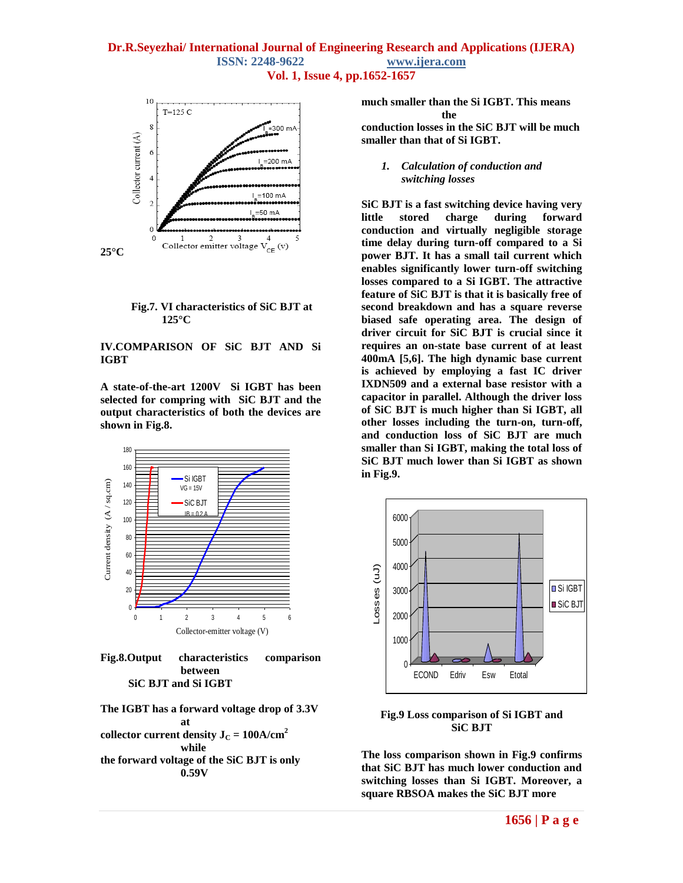25°C

Fig.7. VI characteristics of SiC BJT at 125°C

## IV.COMPARISON OF SiC BJT AND Si IGBT

**A state-of-the-art 1200V Si IGBT has been selected for compring with SiC BJT and the output characteristics of both the devices are shown in Fig.8.**

**Fig.8.Output characteristics comparison between SiC BJT and Si IGBT**

**The IGBT has a forward voltage drop of 3.3V at collector current density $J_C = 100A/cm^2$ while the forward voltage of the SiC BJT is only 0.59V much smaller than the Si IGBT. This means the conduction losses in the SiC BJT will be much smaller than that of Si IGBT.**

### *1. Calculation of conduction and switching losses*

**SiC BJT is a fast switching device having very little stored charge during forward conduction and virtually negligible storage time delay during turn-off compared to a Si power BJT. It has a small tail current which enables significantly lower turn-off switching losses compared to a Si IGBT. The attractive feature of SiC BJT is that it is basically free of second breakdown and has a square reverse biased safe operating area. The design of driver circuit for SiC BJT is crucial since it requires an on-state base current of at least 400mA [5,6]. The high dynamic base current is achieved by employing a fast IC driver IXDN509 and a external base resistor with a capacitor in parallel. Although the driver loss of SiC BJT is much higher than Si IGBT, all other losses including the turn-on, turn-off, and conduction loss of SiC BJT are much smaller than Si IGBT, making the total loss of SiC BJT much lower than Si IGBT as shown in Fig.9.**

**Fig.9 Loss comparison of Si IGBT and SiC BJT**

**The loss comparison shown in Fig.9 confirms that SiC BJT has much lower conduction and switching losses than Si IGBT. Moreover, a square RBSOA makes the SiC BJT more**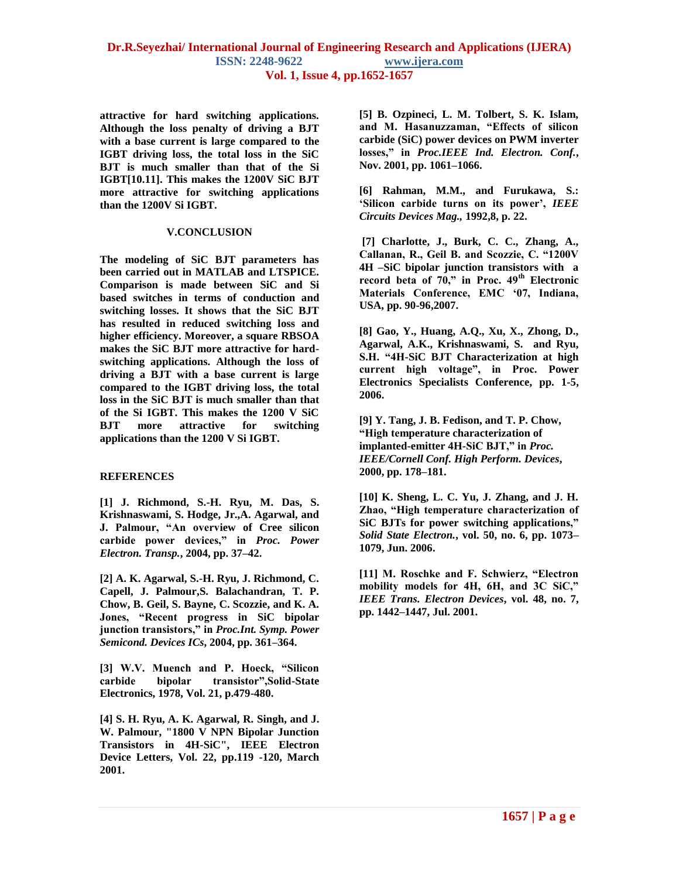**attractive for hard switching applications. Although the loss penalty of driving a BJT with a base current is large compared to the IGBT driving loss, the total loss in the SiC BJT is much smaller than that of the Si IGBT[10.11]. This makes the 1200V SiC BJT more attractive for switching applications than the 1200V Si IGBT.**

## V.CONCLUSION

**The modeling of SiC BJT parameters has been carried out in MATLAB and LTSPICE. Comparison is made between SiC and Si based switches in terms of conduction and switching losses. It shows that the SiC BJT has resulted in reduced switching loss and higher efficiency. Moreover, a square RBSOA makes the SiC BJT more attractive for hard-switching applications. Although the loss of driving a BJT with a base current is large compared to the IGBT driving loss, the total loss in the SiC BJT is much smaller than that of the Si IGBT. This makes the 1200 V SiC BJT more attractive for switching applications than the 1200 V Si IGBT.**

## REFERENCES

**[1] J. Richmond, S.-H. Ryu, M. Das, S. Krishnaswami, S. Hodge, Jr.,A. Agarwal, and J. Palmour, "An overview of Cree silicon carbide power devices," in *Proc. Power Electron. Transp.*, 2004, pp. 37–42.**

**[2] A. K. Agarwal, S.-H. Ryu, J. Richmond, C. Capell, J. Palmour,S. Balachandran, T. P. Chow, B. Geil, S. Bayne, C. Scozzie, and K. A. Jones, "Recent progress in SiC bipolar junction transistors," in *Proc.Int. Symp. Power Semicond. Devices ICs*, 2004, pp. 361–364.**

**[3] W.V. Muench and P. Hoeck, "Silicon carbide bipolar transistor",Solid-State Electronics, 1978, Vol. 21, p.479-480.**

**[4] S. H. Ryu, A. K. Agarwal, R. Singh, and J. W. Palmour, "1800 V NPN Bipolar Junction Transistors in 4H-SiC", IEEE Electron Device Letters, Vol. 22, pp.119 -120, March 2001.**

**[5] B. Ozpineci, L. M. Tolbert, S. K. Islam, and M. Hasanuzzaman, "Effects of silicon carbide (SiC) power devices on PWM inverter losses," in *Proc.IEEE Ind. Electron. Conf.*, Nov. 2001, pp. 1061–1066.**

**[6] Rahman, M.M., and Furukawa, S.: 'Silicon carbide turns on its power', *IEEE Circuits Devices Mag.*, 1992,8, p. 22.**

**[7] Charlotte, J., Burk, C. C., Zhang, A., Callanan, R., Geil B. and Scozzie, C. "1200V 4H –SiC bipolar junction transistors with a record beta of 70," in Proc. 49th Electronic Materials Conference, EMC '07, Indiana, USA, pp. 90-96,2007.**

**[8] Gao, Y., Huang, A.Q., Xu, X., Zhong, D., Agarwal, A.K., Krishnaswami, S. and Ryu, S.H. "4H-SiC BJT Characterization at high current high voltage", in Proc. Power Electronics Specialists Conference, pp. 1-5, 2006.**

**[9] Y. Tang, J. B. Fedison, and T. P. Chow, "High temperature characterization of implanted-emitter 4H-SiC BJT," in *Proc. IEEE/Cornell Conf. High Perform. Devices*, 2000, pp. 178–181.**

**[10] K. Sheng, L. C. Yu, J. Zhang, and J. H. Zhao, "High temperature characterization of SiC BJTs for power switching applications," *Solid State Electron.*, vol. 50, no. 6, pp. 1073–1079, Jun. 2006.**

**[11] M. Roschke and F. Schwierz, "Electron mobility models for 4H, 6H, and 3C SiC," *IEEE Trans. Electron Devices*, vol. 48, no. 7, pp. 1442–1447, Jul. 2001.**